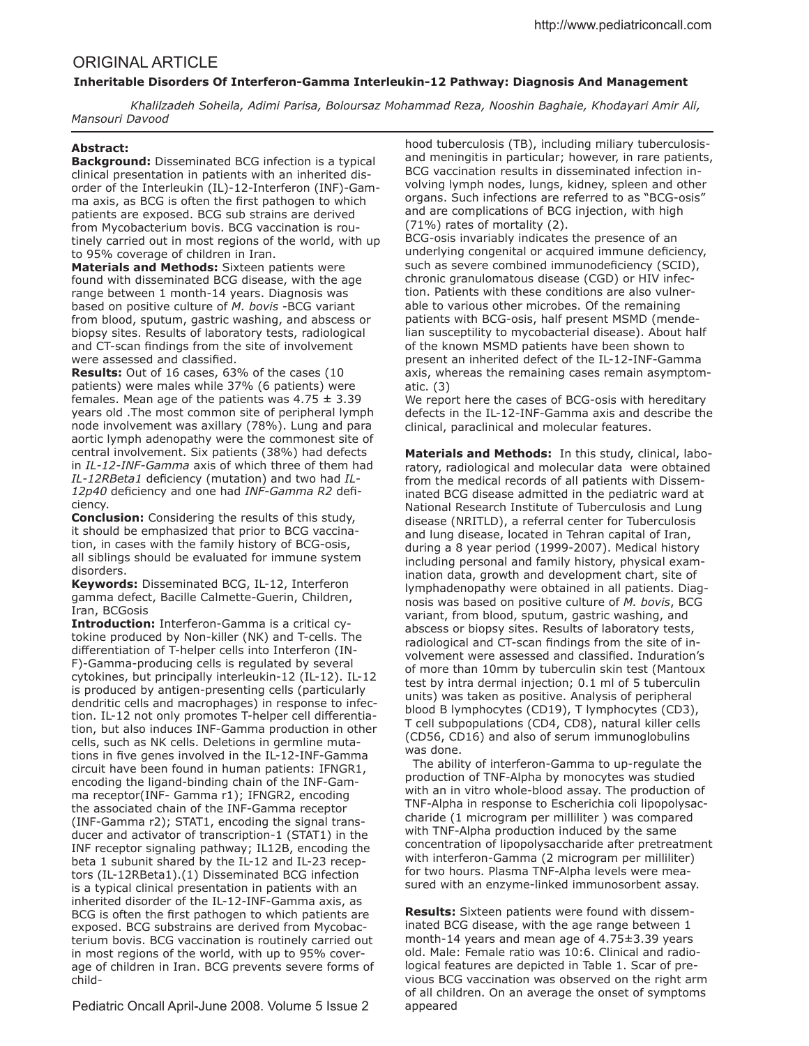ORIGINAL ARTICLE

# Inheritable Disorders Of Interferon-Gamma Interleukin-12 Pathway: Diagnosis And Management

*Khalilzadeh Soheila, Adimi Parisa, Boloursaz Mohammad Reza, Nooshin Baghaie, Khodayari Amir Ali, Mansouri Davood*

**Abstract:**

**Background:** Disseminated BCG infection is a typical clinical presentation in patients with an inherited disorder of the Interleukin (IL)-12-Interferon (INF)-Gamma axis, as BCG is often the first pathogen to which patients are exposed. BCG sub strains are derived from Mycobacterium bovis. BCG vaccination is routinely carried out in most regions of the world, with up to 95% coverage of children in Iran.

**Materials and Methods:** Sixteen patients were found with disseminated BCG disease, with the age range between 1 month-14 years. Diagnosis was based on positive culture of *M. bovis* -BCG variant from blood, sputum, gastric washing, and abscess or biopsy sites. Results of laboratory tests, radiological and CT-scan findings from the site of involvement were assessed and classified.

**Results:** Out of 16 cases, 63% of the cases (10 patients) were males while 37% (6 patients) were females. Mean age of the patients was 4.75 ± 3.39 years old .The most common site of peripheral lymph node involvement was axillary (78%). Lung and para aortic lymph adenopathy were the commonest site of central involvement. Six patients (38%) had defects in *IL-12-INF-Gamma* axis of which three of them had *IL-12RBeta1* deficiency (mutation) and two had *IL-12p40* deficiency and one had *INF-Gamma R2* deficiency.

**Conclusion:** Considering the results of this study, it should be emphasized that prior to BCG vaccination, in cases with the family history of BCG-osis, all siblings should be evaluated for immune system disorders.

**Keywords:** Disseminated BCG, IL-12, Interferon gamma defect, Bacille Calmette-Guerin, Children, Iran, BCGosis

**Introduction:** Interferon-Gamma is a critical cytokine produced by Non-killer (NK) and T-cells. The differentiation of T-helper cells into Interferon (INF)-Gamma-producing cells is regulated by several cytokines, but principally interleukin-12 (IL-12). IL-12 is produced by antigen-presenting cells (particularly dendritic cells and macrophages) in response to infection. IL-12 not only promotes T-helper cell differentiation, but also induces INF-Gamma production in other cells, such as NK cells. Deletions in germline mutations in five genes involved in the IL-12-INF-Gamma circuit have been found in human patients: IFNGR1, encoding the ligand-binding chain of the INF-Gamma receptor(INF- Gamma r1); IFNGR2, encoding the associated chain of the INF-Gamma receptor (INF-Gamma r2); STAT1, encoding the signal transducer and activator of transcription-1 (STAT1) in the INF receptor signaling pathway; IL12B, encoding the beta 1 subunit shared by the IL-12 and IL-23 receptors (IL-12RBeta1).(1) Disseminated BCG infection is a typical clinical presentation in patients with an inherited disorder of the IL-12-INF-Gamma axis, as BCG is often the first pathogen to which patients are exposed. BCG substrains are derived from Mycobacterium bovis. BCG vaccination is routinely carried out in most regions of the world, with up to 95% coverage of children in Iran. BCG prevents severe forms of childhood tuberculosis (TB), including miliary tuberculosisand meningitis in particular; however, in rare patients, BCG vaccination results in disseminated infection involving lymph nodes, lungs, kidney, spleen and other organs. Such infections are referred to as "BCG-osis" and are complications of BCG injection, with high (71%) rates of mortality (2).

BCG-osis invariably indicates the presence of an underlying congenital or acquired immune deficiency, such as severe combined immunodeficiency (SCID), chronic granulomatous disease (CGD) or HIV infection. Patients with these conditions are also vulnerable to various other microbes. Of the remaining patients with BCG-osis, half present MSMD (mendelian susceptility to mycobacterial disease). About half of the known MSMD patients have been shown to present an inherited defect of the IL-12-INF-Gamma axis, whereas the remaining cases remain asymptomatic. (3)

We report here the cases of BCG-osis with hereditary defects in the IL-12-INF-Gamma axis and describe the clinical, paraclinical and molecular features.

**Materials and Methods:** In this study, clinical, laboratory, radiological and molecular data were obtained from the medical records of all patients with Disseminated BCG disease admitted in the pediatric ward at National Research Institute of Tuberculosis and Lung disease (NRITLD), a referral center for Tuberculosis and lung disease, located in Tehran capital of Iran, during a 8 year period (1999-2007). Medical history including personal and family history, physical examination data, growth and development chart, site of lymphadenopathy were obtained in all patients. Diagnosis was based on positive culture of *M. bovis*, BCG variant, from blood, sputum, gastric washing, and abscess or biopsy sites. Results of laboratory tests, radiological and CT-scan findings from the site of involvement were assessed and classified. Induration's of more than 10mm by tuberculin skin test (Mantoux test by intra dermal injection; 0.1 ml of 5 tuberculin units) was taken as positive. Analysis of peripheral blood B lymphocytes (CD19), T lymphocytes (CD3), T cell subpopulations (CD4, CD8), natural killer cells (CD56, CD16) and also of serum immunoglobulins was done.

The ability of interferon-Gamma to up-regulate the production of TNF-Alpha by monocytes was studied with an in vitro whole-blood assay. The production of TNF-Alpha in response to Escherichia coli lipopolysaccharide (1 microgram per milliliter ) was compared with TNF-Alpha production induced by the same concentration of lipopolysaccharide after pretreatment with interferon-Gamma (2 microgram per milliliter) for two hours. Plasma TNF-Alpha levels were measured with an enzyme-linked immunosorbent assay.

**Results:** Sixteen patients were found with disseminated BCG disease, with the age range between 1 month-14 years and mean age of 4.75±3.39 years old. Male: Female ratio was 10:6. Clinical and radiological features are depicted in Table 1. Scar of previous BCG vaccination was observed on the right arm of all children. On an average the onset of symptoms appeared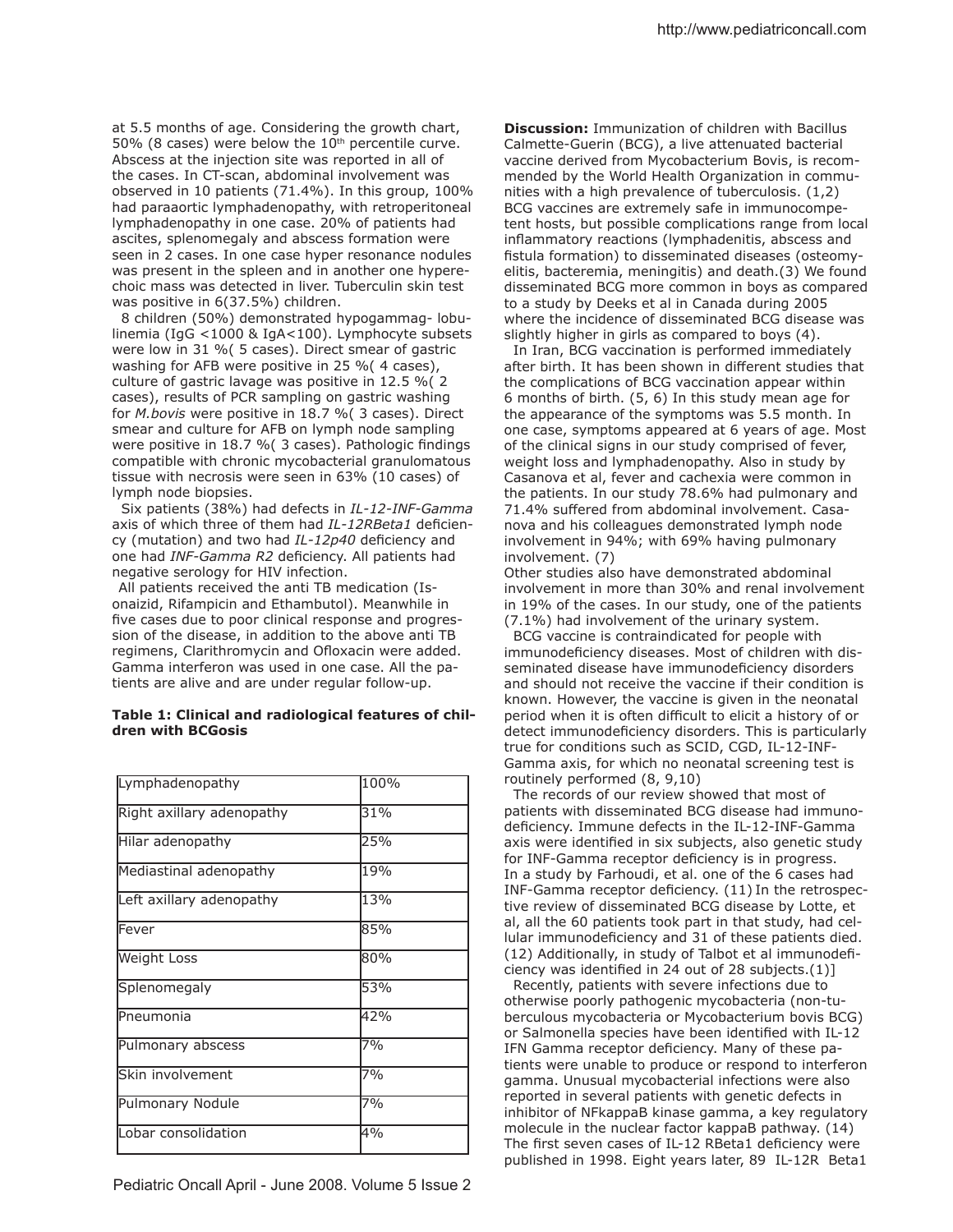at 5.5 months of age. Considering the growth chart, 50% (8 cases) were below the 10th percentile curve. Abscess at the injection site was reported in all of the cases. In CT-scan, abdominal involvement was observed in 10 patients (71.4%). In this group, 100% had paraaortic lymphadenopathy, with retroperitoneal lymphadenopathy in one case. 20% of patients had ascites, splenomegaly and abscess formation were seen in 2 cases. In one case hyper resonance nodules was present in the spleen and in another one hyperechoic mass was detected in liver. Tuberculin skin test was positive in 6(37.5%) children.

8 children (50%) demonstrated hypogammag- lobulinemia (IgG <1000 & IgA<100). Lymphocyte subsets were low in 31 %( 5 cases). Direct smear of gastric washing for AFB were positive in 25 %( 4 cases), culture of gastric lavage was positive in 12.5 %( 2 cases), results of PCR sampling on gastric washing for *M.bovis* were positive in 18.7 %( 3 cases). Direct smear and culture for AFB on lymph node sampling were positive in 18.7 %( 3 cases). Pathologic findings compatible with chronic mycobacterial granulomatous tissue with necrosis were seen in 63% (10 cases) of lymph node biopsies.

Six patients (38%) had defects in *IL-12-INF-Gamma* axis of which three of them had *IL-12RBeta1* deficiency (mutation) and two had *IL-12p40* deficiency and one had *INF-Gamma R2* deficiency. All patients had negative serology for HIV infection.

All patients received the anti TB medication (Isonaizid, Rifampicin and Ethambutol). Meanwhile in five cases due to poor clinical response and progression of the disease, in addition to the above anti TB regimens, Clarithromycin and Ofloxacin were added. Gamma interferon was used in one case. All the patients are alive and are under regular follow-up.

**Table 1: Clinical and radiological features of children with BCGosis**

| | |
|---|---|
| Lymphadenopathy | 100% |
| Right axillary adenopathy | 31% |
| Hilar adenopathy | 25% |
| Mediastinal adenopathy | 19% |
| Left axillary adenopathy | 13% |
| Fever | 85% |
| Weight Loss | 80% |
| Splenomegaly | 53% |
| Pneumonia | 42% |
| Pulmonary abscess | 7% |
| Skin involvement | 7% |
| Pulmonary Nodule | 7% |
| Lobar consolidation | 4% |

**Discussion:** Immunization of children with Bacillus Calmette-Guerin (BCG), a live attenuated bacterial vaccine derived from Mycobacterium Bovis, is recommended by the World Health Organization in communities with a high prevalence of tuberculosis. (1,2) BCG vaccines are extremely safe in immunocompetent hosts, but possible complications range from local inflammatory reactions (lymphadenitis, abscess and fistula formation) to disseminated diseases (osteomyelitis, bacteremia, meningitis) and death.(3) We found disseminated BCG more common in boys as compared to a study by Deeks et al in Canada during 2005 where the incidence of disseminated BCG disease was slightly higher in girls as compared to boys (4).

In Iran, BCG vaccination is performed immediately after birth. It has been shown in different studies that the complications of BCG vaccination appear within 6 months of birth. (5, 6) In this study mean age for the appearance of the symptoms was 5.5 month. In one case, symptoms appeared at 6 years of age. Most of the clinical signs in our study comprised of fever, weight loss and lymphadenopathy. Also in study by Casanova et al, fever and cachexia were common in the patients. In our study 78.6% had pulmonary and 71.4% suffered from abdominal involvement. Casanova and his colleagues demonstrated lymph node involvement in 94%; with 69% having pulmonary involvement. (7)

Other studies also have demonstrated abdominal involvement in more than 30% and renal involvement in 19% of the cases. In our study, one of the patients (7.1%) had involvement of the urinary system.

BCG vaccine is contraindicated for people with immunodeficiency diseases. Most of children with disseminated disease have immunodeficiency disorders and should not receive the vaccine if their condition is known. However, the vaccine is given in the neonatal period when it is often difficult to elicit a history of or detect immunodeficiency disorders. This is particularly true for conditions such as SCID, CGD, IL-12-INF-Gamma axis, for which no neonatal screening test is routinely performed (8, 9,10)

The records of our review showed that most of patients with disseminated BCG disease had immunodeficiency. Immune defects in the IL-12-INF-Gamma axis were identified in six subjects, also genetic study for INF-Gamma receptor deficiency is in progress. In a study by Farhoudi, et al. one of the 6 cases had INF-Gamma receptor deficiency. (11) In the retrospective review of disseminated BCG disease by Lotte, et al, all the 60 patients took part in that study, had cellular immunodeficiency and 31 of these patients died. (12) Additionally, in study of Talbot et al immunodeficiency was identified in 24 out of 28 subjects.(1)]

Recently, patients with severe infections due to otherwise poorly pathogenic mycobacteria (non-tuberculous mycobacteria or Mycobacterium bovis BCG) or Salmonella species have been identified with IL-12 IFN Gamma receptor deficiency. Many of these patients were unable to produce or respond to interferon gamma. Unusual mycobacterial infections were also reported in several patients with genetic defects in inhibitor of NFkappaB kinase gamma, a key regulatory molecule in the nuclear factor kappaB pathway. (14) The first seven cases of IL-12 RBeta1 deficiency were published in 1998. Eight years later, 89 IL-12R Beta1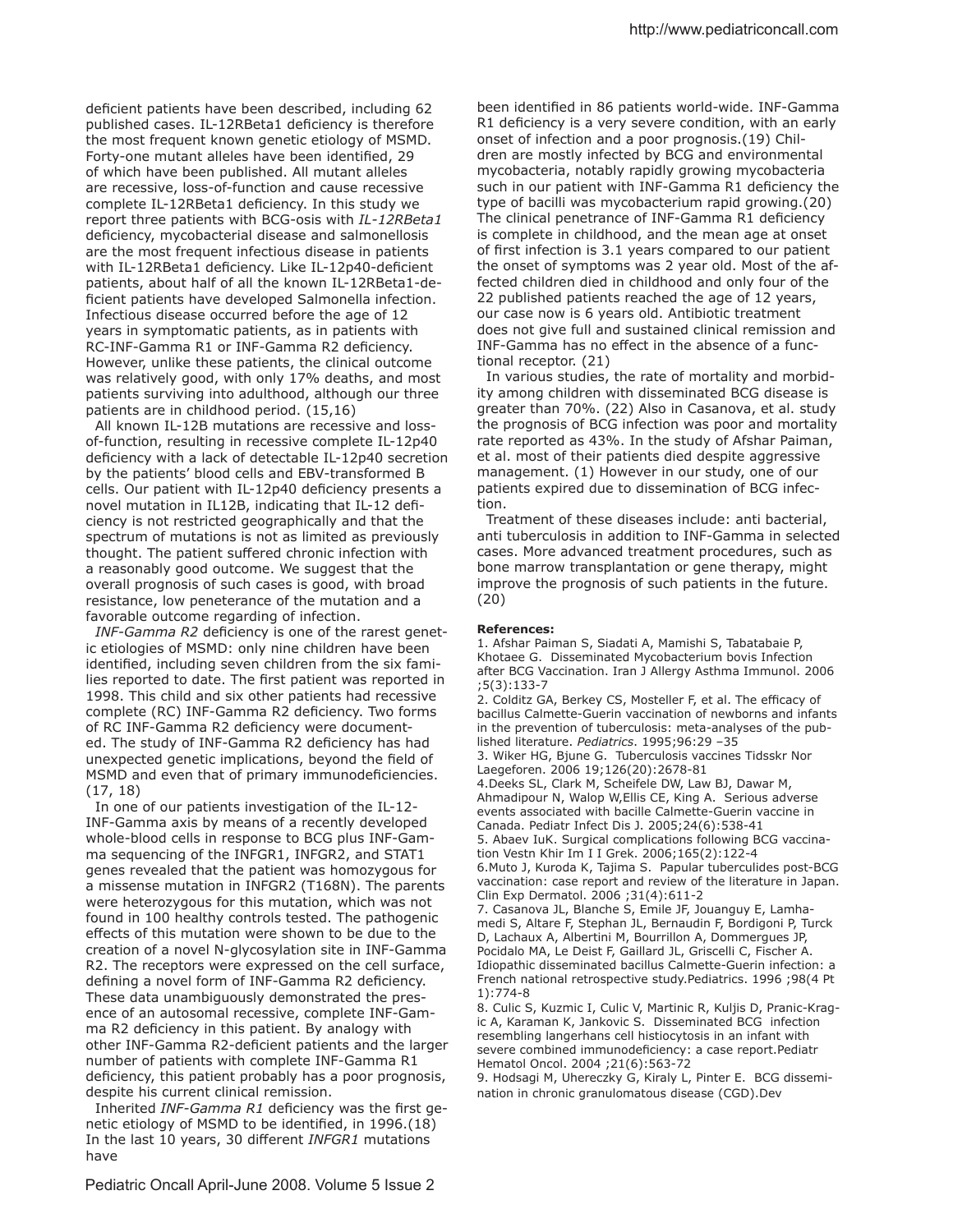deficient patients have been described, including 62 published cases. IL-12RBeta1 deficiency is therefore the most frequent known genetic etiology of MSMD. Forty-one mutant alleles have been identified, 29 of which have been published. All mutant alleles are recessive, loss-of-function and cause recessive complete IL-12RBeta1 deficiency. In this study we report three patients with BCG-osis with *IL-12RBeta1* deficiency, mycobacterial disease and salmonellosis are the most frequent infectious disease in patients with IL-12RBeta1 deficiency. Like IL-12p40-deficient patients, about half of all the known IL-12RBeta1-deficient patients have developed Salmonella infection. Infectious disease occurred before the age of 12 years in symptomatic patients, as in patients with RC-INF-Gamma R1 or INF-Gamma R2 deficiency. However, unlike these patients, the clinical outcome was relatively good, with only 17% deaths, and most patients surviving into adulthood, although our three patients are in childhood period. (15,16)

All known IL-12B mutations are recessive and loss-of-function, resulting in recessive complete IL-12p40 deficiency with a lack of detectable IL-12p40 secretion by the patients' blood cells and EBV-transformed B cells. Our patient with IL-12p40 deficiency presents a novel mutation in IL12B, indicating that IL-12 deficiency is not restricted geographically and that the spectrum of mutations is not as limited as previously thought. The patient suffered chronic infection with a reasonably good outcome. We suggest that the overall prognosis of such cases is good, with broad resistance, low peneterance of the mutation and a favorable outcome regarding of infection.

*INF-Gamma R2* deficiency is one of the rarest genetic etiologies of MSMD: only nine children have been identified, including seven children from the six families reported to date. The first patient was reported in 1998. This child and six other patients had recessive complete (RC) INF-Gamma R2 deficiency. Two forms of RC INF-Gamma R2 deficiency were documented. The study of INF-Gamma R2 deficiency has had unexpected genetic implications, beyond the field of MSMD and even that of primary immunodeficiencies. (17, 18)

In one of our patients investigation of the IL-12-INF-Gamma axis by means of a recently developed whole-blood cells in response to BCG plus INF-Gamma sequencing of the INFGR1, INFGR2, and STAT1 genes revealed that the patient was homozygous for a missense mutation in INFGR2 (T168N). The parents were heterozygous for this mutation, which was not found in 100 healthy controls tested. The pathogenic effects of this mutation were shown to be due to the creation of a novel N-glycosylation site in INF-Gamma R2. The receptors were expressed on the cell surface, defining a novel form of INF-Gamma R2 deficiency. These data unambiguously demonstrated the presence of an autosomal recessive, complete INF-Gamma R2 deficiency in this patient. By analogy with other INF-Gamma R2-deficient patients and the larger number of patients with complete INF-Gamma R1 deficiency, this patient probably has a poor prognosis, despite his current clinical remission.

Inherited *INF-Gamma R1* deficiency was the first genetic etiology of MSMD to be identified, in 1996.(18) In the last 10 years, 30 different *INFGR1* mutations have been identified in 86 patients world-wide. INF-Gamma R1 deficiency is a very severe condition, with an early onset of infection and a poor prognosis.(19) Children are mostly infected by BCG and environmental mycobacteria, notably rapidly growing mycobacteria such in our patient with INF-Gamma R1 deficiency the type of bacilli was mycobacterium rapid growing.(20) The clinical penetrance of INF-Gamma R1 deficiency is complete in childhood, and the mean age at onset of first infection is 3.1 years compared to our patient the onset of symptoms was 2 year old. Most of the affected children died in childhood and only four of the 22 published patients reached the age of 12 years, our case now is 6 years old. Antibiotic treatment does not give full and sustained clinical remission and INF-Gamma has no effect in the absence of a functional receptor. (21)

In various studies, the rate of mortality and morbidity among children with disseminated BCG disease is greater than 70%. (22) Also in Casanova, et al. study the prognosis of BCG infection was poor and mortality rate reported as 43%. In the study of Afshar Paiman, et al. most of their patients died despite aggressive management. (1) However in our study, one of our patients expired due to dissemination of BCG infection.

Treatment of these diseases include: anti bacterial, anti tuberculosis in addition to INF-Gamma in selected cases. More advanced treatment procedures, such as bone marrow transplantation or gene therapy, might improve the prognosis of such patients in the future. (20)

**References:**

1. Afshar Paiman S, Siadati A, Mamishi S, Tabatabaie P, Khotaee G. Disseminated Mycobacterium bovis Infection after BCG Vaccination. Iran J Allergy Asthma Immunol. 2006 ;5(3):133-7
2. Colditz GA, Berkey CS, Mosteller F, et al. The efficacy of bacillus Calmette-Guerin vaccination of newborns and infants in the prevention of tuberculosis: meta-analyses of the published literature. *Pediatrics*. 1995;96:29 –35
3. Wiker HG, Bjune G. Tuberculosis vaccines Tidsskr Nor Laegeforen. 2006 19;126(20):2678-81
4. Deeks SL, Clark M, Scheifele DW, Law BJ, Dawar M, Ahmadipour N, Walop W,Ellis CE, King A. Serious adverse events associated with bacille Calmette-Guerin vaccine in Canada. Pediatr Infect Dis J. 2005;24(6):538-41
5. Abaev IuK. Surgical complications following BCG vaccination Vestn Khir Im I I Grek. 2006;165(2):122-4
6. Muto J, Kuroda K, Tajima S. Papular tuberculides post-BCG vaccination: case report and review of the literature in Japan. Clin Exp Dermatol. 2006 ;31(4):611-2
7. Casanova JL, Blanche S, Emile JF, Jouanguy E, Lamhamedi S, Altare F, Stephan JL, Bernaudin F, Bordigoni P, Turck D, Lachaux A, Albertini M, Bourrillon A, Dommergues JP, Pocidalo MA, Le Deist F, Gaillard JL, Griscelli C, Fischer A. Idiopathic disseminated bacillus Calmette-Guerin infection: a French national retrospective study.Pediatrics. 1996 ;98(4 Pt 1):774-8
8. Culic S, Kuzmic I, Culic V, Martinic R, Kuljis D, Pranic-Kragic A, Karaman K, Jankovic S. Disseminated BCG infection resembling langerhans cell histiocytosis in an infant with severe combined immunodeficiency: a case report.Pediatr Hematol Oncol. 2004 ;21(6):563-72
9. Hodsagi M, Uhereczky G, Kiraly L, Pinter E. BCG dissemination in chronic granulomatous disease (CGD).Dev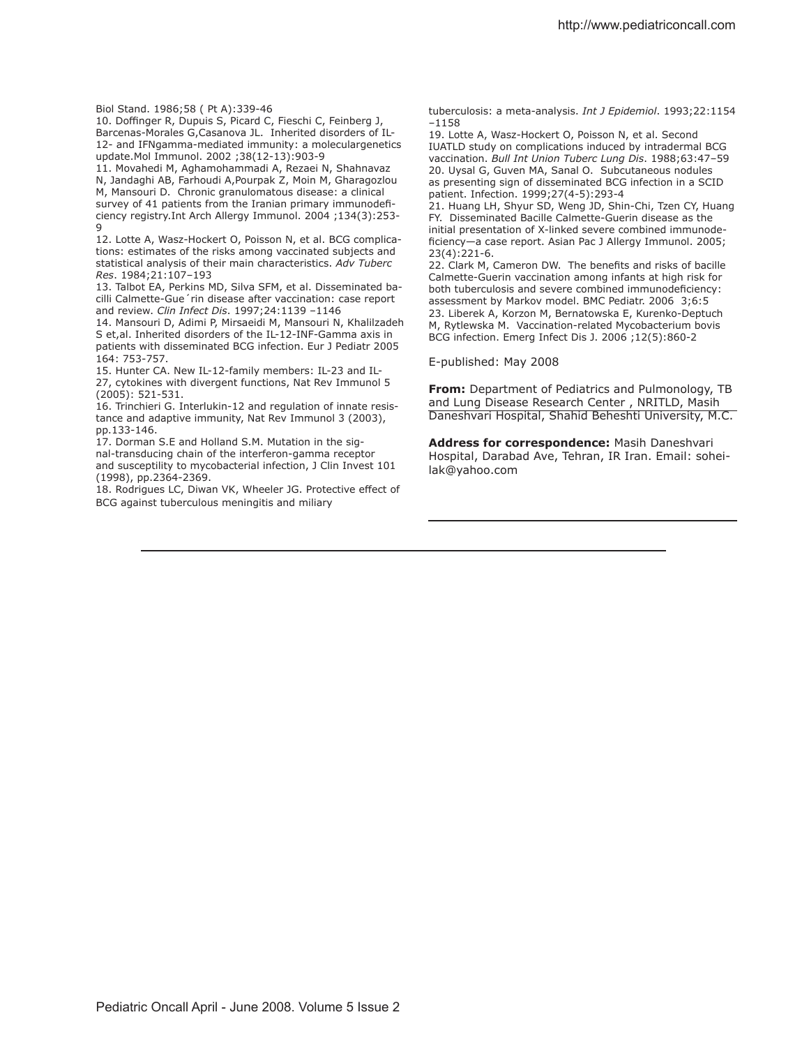Biol Stand. 1986;58 ( Pt A):339-46

10. Doffinger R, Dupuis S, Picard C, Fieschi C, Feinberg J, Barcenas-Morales G,Casanova JL. Inherited disorders of IL-12- and IFNgamma-mediated immunity: a moleculargenetics update.Mol Immunol. 2002 ;38(12-13):903-9

11. Movahedi M, Aghamohammadi A, Rezaei N, Shahnavaz N, Jandaghi AB, Farhoudi A,Pourpak Z, Moin M, Gharagozlou M, Mansouri D. Chronic granulomatous disease: a clinical survey of 41 patients from the Iranian primary immunodeficiency registry.Int Arch Allergy Immunol. 2004 ;134(3):253-9

12. Lotte A, Wasz-Hockert O, Poisson N, et al. BCG complications: estimates of the risks among vaccinated subjects and statistical analysis of their main characteristics. *Adv Tuberc Res*. 1984;21:107–193

13. Talbot EA, Perkins MD, Silva SFM, et al. Disseminated bacilli Calmette-Gue´rin disease after vaccination: case report and review. *Clin Infect Dis*. 1997;24:1139 –1146

14. Mansouri D, Adimi P, Mirsaeidi M, Mansouri N, Khalilzadeh S et,al. Inherited disorders of the IL-12-INF-Gamma axis in patients with disseminated BCG infection. Eur J Pediatr 2005 164: 753-757.

15. Hunter CA. New IL-12-family members: IL-23 and IL-27, cytokines with divergent functions, Nat Rev Immunol 5 (2005): 521-531.

16. Trinchieri G. Interlukin-12 and regulation of innate resistance and adaptive immunity, Nat Rev Immunol 3 (2003), pp.133-146.

17. Dorman S.E and Holland S.M. Mutation in the signal-transducing chain of the interferon-gamma receptor and susceptility to mycobacterial infection, J Clin Invest 101 (1998), pp.2364-2369.

18. Rodrigues LC, Diwan VK, Wheeler JG. Protective effect of BCG against tuberculous meningitis and miliary tuberculosis: a meta-analysis. *Int J Epidemiol*. 1993;22:1154 –1158

19. Lotte A, Wasz-Hockert O, Poisson N, et al. Second IUATLD study on complications induced by intradermal BCG vaccination. *Bull Int Union Tuberc Lung Dis*. 1988;63:47–59

20. Uysal G, Guven MA, Sanal O. Subcutaneous nodules as presenting sign of disseminated BCG infection in a SCID patient. Infection. 1999;27(4-5):293-4

21. Huang LH, Shyur SD, Weng JD, Shin-Chi, Tzen CY, Huang FY. Disseminated Bacille Calmette-Guerin disease as the initial presentation of X-linked severe combined immunodeficiency—a case report. Asian Pac J Allergy Immunol. 2005; 23(4):221-6.

22. Clark M, Cameron DW. The benefits and risks of bacille Calmette-Guerin vaccination among infants at high risk for both tuberculosis and severe combined immunodeficiency: assessment by Markov model. BMC Pediatr. 2006 3;6:5

23. Liberek A, Korzon M, Bernatowska E, Kurenko-Deptuch M, Rytlewska M. Vaccination-related Mycobacterium bovis BCG infection. Emerg Infect Dis J. 2006 ;12(5):860-2

E-published: May 2008

**From:** Department of Pediatrics and Pulmonology, TB and Lung Disease Research Center , NRITLD, Masih Daneshvari Hospital, Shahid Beheshti University, M.C.

**Address for correspondence:** Masih Daneshvari Hospital, Darabad Ave, Tehran, IR Iran. Email: soheilak@yahoo.com